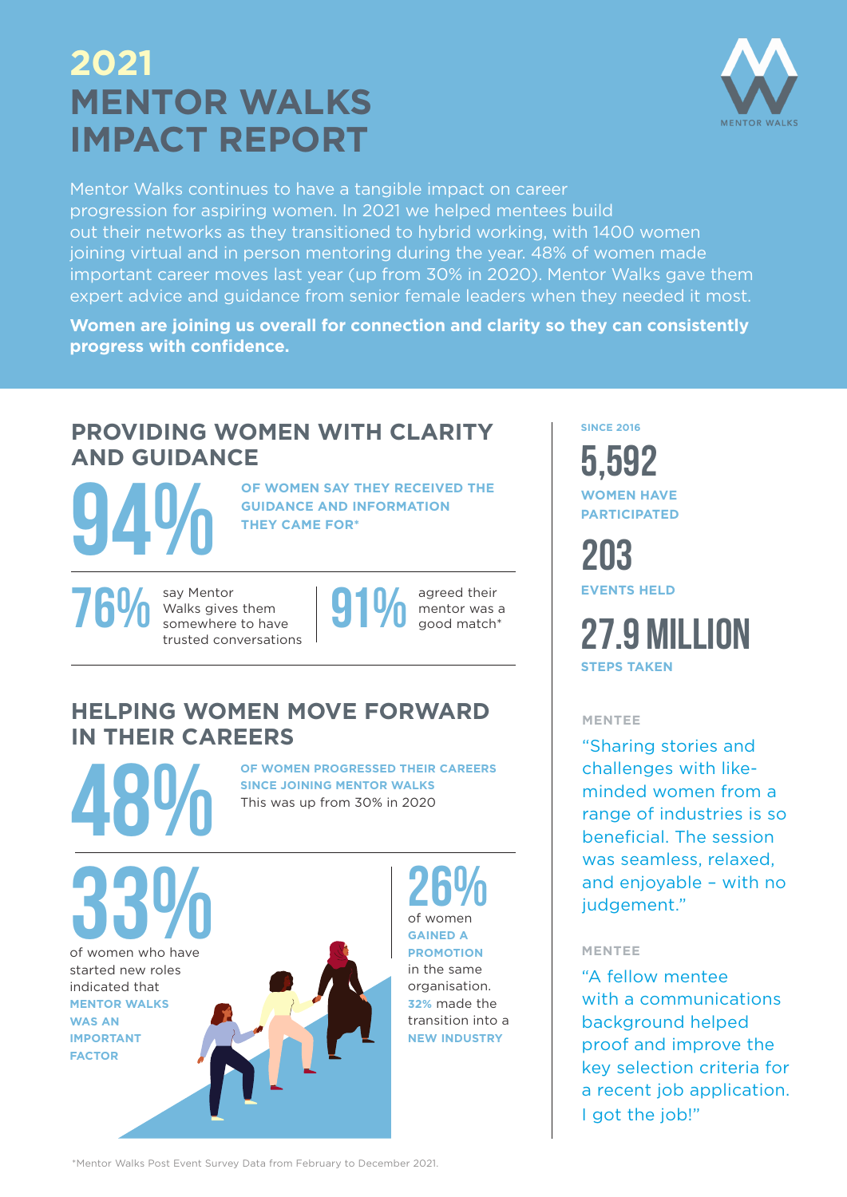# 2021 MENTOR WALKS IMPACT REPORT

MENTOR WALKS

Mentor Walks continues to have a tangible impact on career progression for aspiring women. In 2021 we helped mentees build out their networks as they transitioned to hybrid working, with 1400 women joining virtual and in person mentoring during the year. 48% of women made important career moves last year (up from 30% in 2020). Mentor Walks gave them expert advice and guidance from senior female leaders when they needed it most.

**Women are joining us overall for connection and clarity so they can consistently progress with confidence.**

## PROVIDING WOMEN WITH CLARITY AND GUIDANCE

**94%** OF WOMEN SAY THEY RECEIVED THE GUIDANCE AND INFORMATION THEY CAME FOR*

**76%** say Mentor Walks gives them somewhere to have trusted conversations

**91%** agreed their mentor was a good match*

## HELPING WOMEN MOVE FORWARD IN THEIR CAREERS

**48%** OF WOMEN PROGRESSED THEIR CAREERS SINCE JOINING MENTOR WALKS

This was up from 30% in 2020

**33%** of women who have started new roles indicated that MENTOR WALKS WAS AN IMPORTANT FACTOR

**26%** of women GAINED A PROMOTION in the same organisation. **32%** made the transition into a NEW INDUSTRY

SINCE 2016

**5,592** WOMEN HAVE PARTICIPATED

**203** EVENTS HELD

**27.9 MILLION** STEPS TAKEN

MENTEE

"Sharing stories and challenges with like-minded women from a range of industries is so beneficial. The session was seamless, relaxed, and enjoyable – with no judgement."

MENTEE

"A fellow mentee with a communications background helped proof and improve the key selection criteria for a recent job application. I got the job!"

*Mentor Walks Post Event Survey Data from February to December 2021.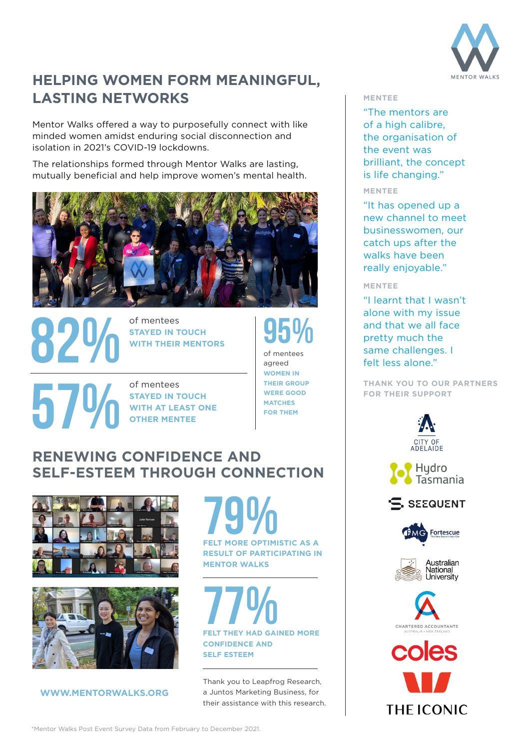## HELPING WOMEN FORM MEANINGFUL, LASTING NETWORKS

Mentor Walks offered a way to purposefully connect with like minded women amidst enduring social disconnection and isolation in 2021's COVID-19 lockdowns.

The relationships formed through Mentor Walks are lasting, mutually beneficial and help improve women's mental health.

**82%** of mentees **STAYED IN TOUCH WITH THEIR MENTORS**

**57%** of mentees **STAYED IN TOUCH WITH AT LEAST ONE OTHER MENTEE**

**95%** of mentees agreed **WOMEN IN THEIR GROUP WERE GOOD MATCHES FOR THEM**

## RENEWING CONFIDENCE AND SELF-ESTEEM THROUGH CONNECTION

**79%** **FELT MORE OPTIMISTIC AS A RESULT OF PARTICIPATING IN MENTOR WALKS**

**77%** **FELT THEY HAD GAINED MORE CONFIDENCE AND SELF ESTEEM**

**WWW.MENTORWALKS.ORG**

Thank you to Leapfrog Research, a Juntos Marketing Business, for their assistance with this research.

MENTOR WALKS

MENTEE

"The mentors are of a high calibre, the organisation of the event was brilliant, the concept is life changing."

MENTEE

"It has opened up a new channel to meet businesswomen, our catch ups after the walks have been really enjoyable."

MENTEE

"I learnt that I wasn't alone with my issue and that we all face pretty much the same challenges. I felt less alone."

THANK YOU TO OUR PARTNERS FOR THEIR SUPPORT

CITY OF ADELAIDE

Hydro Tasmania

SEEQUENT

FMG Fortescue

Australian National University

CHARTERED ACCOUNTANTS AUSTRALIA • NEW ZEALAND

coles

THE ICONIC

*Mentor Walks Post Event Survey Data from February to December 2021.